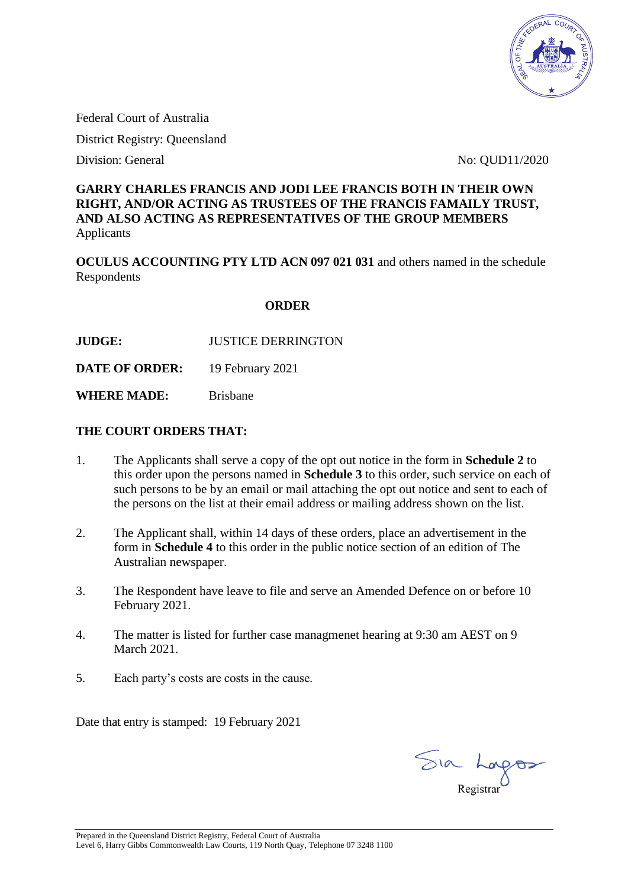Federal Court of Australia

District Registry: Queensland

Division: General

No: QUD11/2020

**GARRY CHARLES FRANCIS AND JODI LEE FRANCIS BOTH IN THEIR OWN RIGHT, AND/OR ACTING AS TRUSTEES OF THE FRANCIS FAMAILY TRUST, AND ALSO ACTING AS REPRESENTATIVES OF THE GROUP MEMBERS**
Applicants

**OCULUS ACCOUNTING PTY LTD ACN 097 021 031** and others named in the schedule
Respondents

## ORDER

**JUDGE:** JUSTICE DERRINGTON

**DATE OF ORDER:** 19 February 2021

**WHERE MADE:** Brisbane

**THE COURT ORDERS THAT:**

1. The Applicants shall serve a copy of the opt out notice in the form in **Schedule 2** to this order upon the persons named in **Schedule 3** to this order, such service on each of such persons to be by an email or mail attaching the opt out notice and sent to each of the persons on the list at their email address or mailing address shown on the list.

2. The Applicant shall, within 14 days of these orders, place an advertisement in the form in **Schedule 4** to this order in the public notice section of an edition of The Australian newspaper.

3. The Respondent have leave to file and serve an Amended Defence on or before 10 February 2021.

4. The matter is listed for further case managmenet hearing at 9:30 am AEST on 9 March 2021.

5. Each party's costs are costs in the cause.

Date that entry is stamped: 19 February 2021

Registrar

Prepared in the Queensland District Registry, Federal Court of Australia
Level 6, Harry Gibbs Commonwealth Law Courts, 119 North Quay, Telephone 07 3248 1100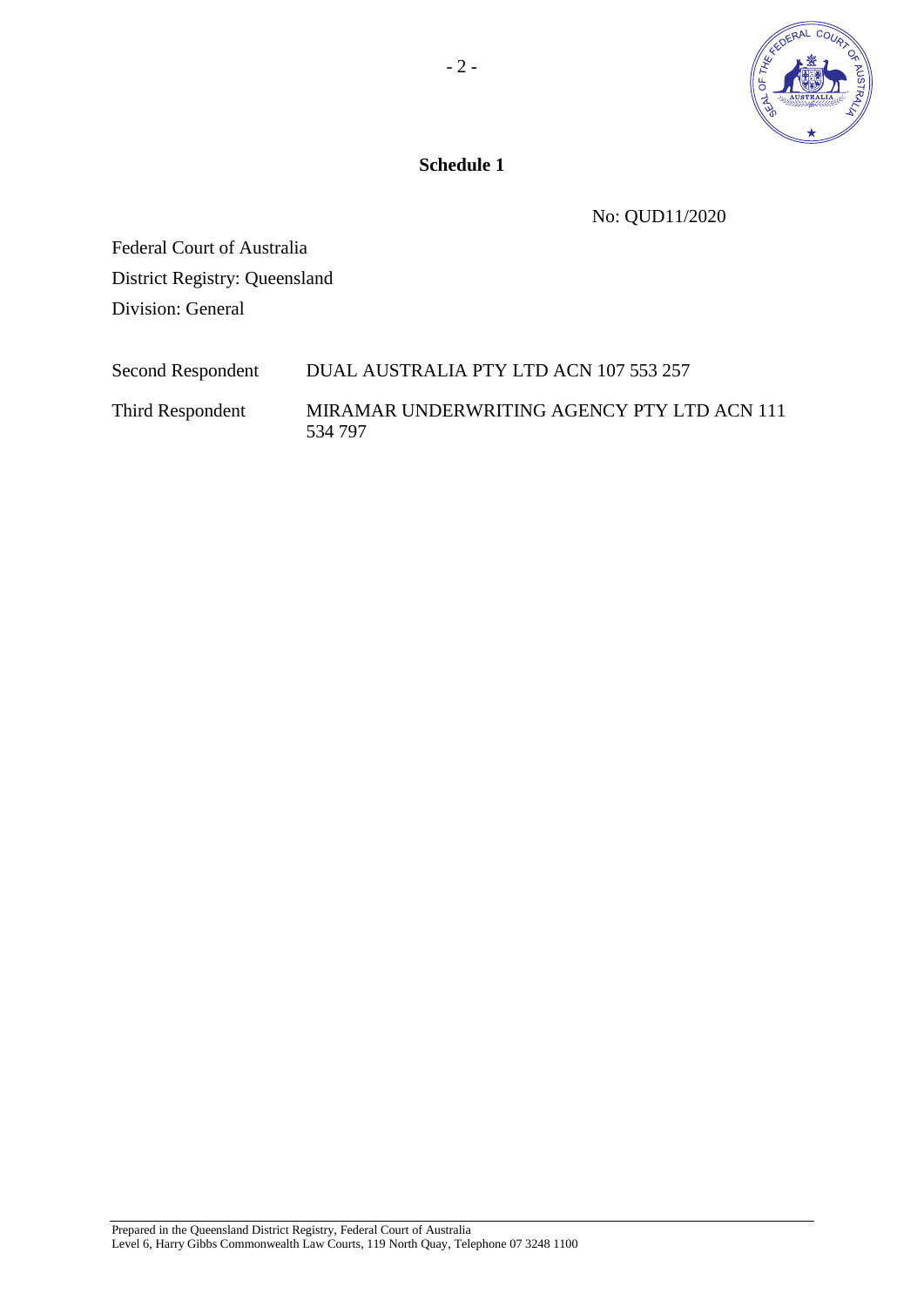**Schedule 1**

No: QUD11/2020

Federal Court of Australia
District Registry: Queensland
Division: General

| | |
|---|---|
| Second Respondent | DUAL AUSTRALIA PTY LTD ACN 107 553 257 |
| Third Respondent | MIRAMAR UNDERWRITING AGENCY PTY LTD ACN 111 534 797 |

Prepared in the Queensland District Registry, Federal Court of Australia
Level 6, Harry Gibbs Commonwealth Law Courts, 119 North Quay, Telephone 07 3248 1100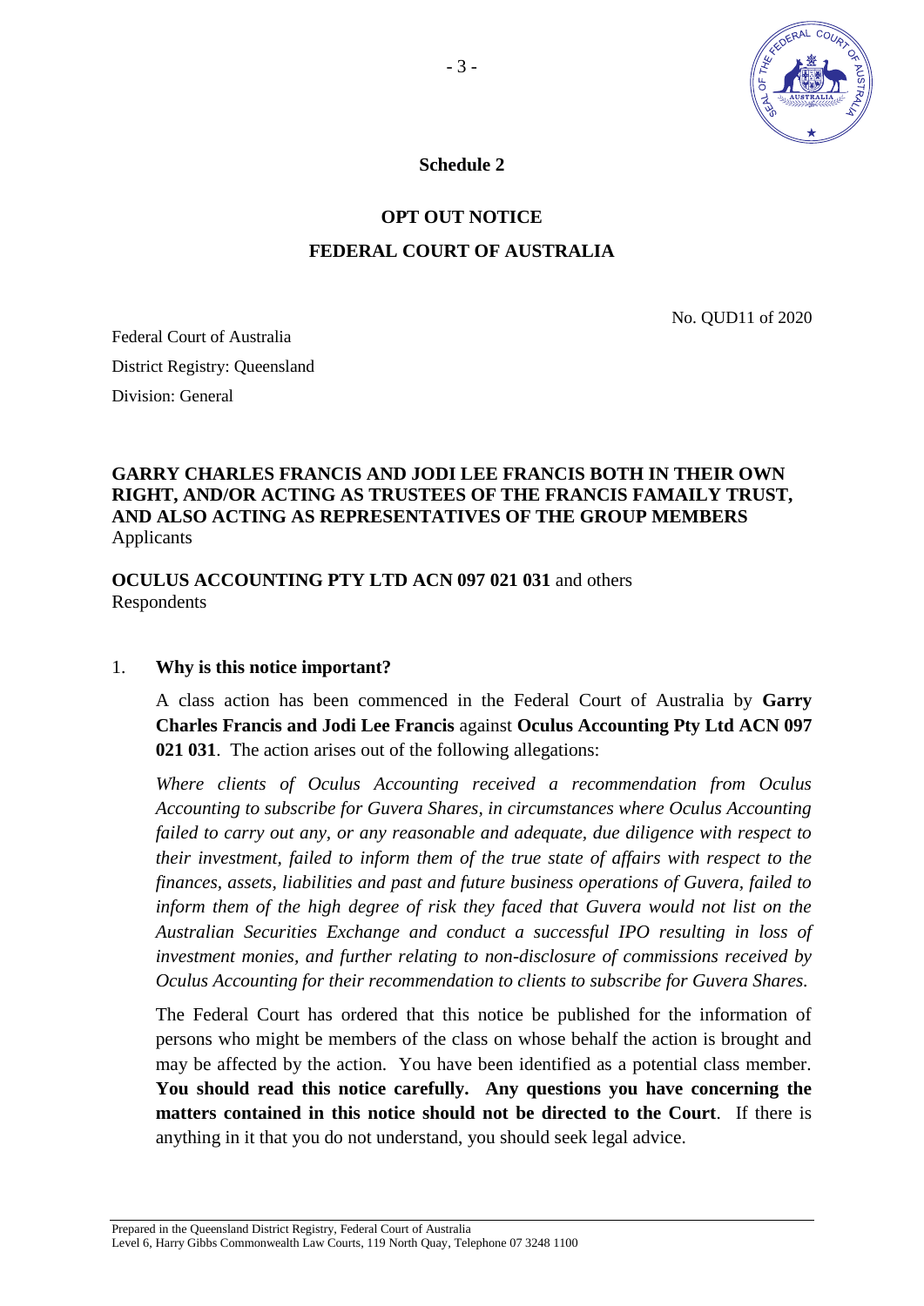**Schedule 2**

**OPT OUT NOTICE**

**FEDERAL COURT OF AUSTRALIA**

No. QUD11 of 2020

Federal Court of Australia
District Registry: Queensland
Division: General

**GARRY CHARLES FRANCIS AND JODI LEE FRANCIS BOTH IN THEIR OWN RIGHT, AND/OR ACTING AS TRUSTEES OF THE FRANCIS FAMAILY TRUST, AND ALSO ACTING AS REPRESENTATIVES OF THE GROUP MEMBERS**
Applicants

**OCULUS ACCOUNTING PTY LTD ACN 097 021 031** and others
Respondents

1. **Why is this notice important?**

A class action has been commenced in the Federal Court of Australia by **Garry Charles Francis and Jodi Lee Francis** against **Oculus Accounting Pty Ltd ACN 097 021 031**. The action arises out of the following allegations:

*Where clients of Oculus Accounting received a recommendation from Oculus Accounting to subscribe for Guvera Shares, in circumstances where Oculus Accounting failed to carry out any, or any reasonable and adequate, due diligence with respect to their investment, failed to inform them of the true state of affairs with respect to the finances, assets, liabilities and past and future business operations of Guvera, failed to inform them of the high degree of risk they faced that Guvera would not list on the Australian Securities Exchange and conduct a successful IPO resulting in loss of investment monies, and further relating to non-disclosure of commissions received by Oculus Accounting for their recommendation to clients to subscribe for Guvera Shares.*

The Federal Court has ordered that this notice be published for the information of persons who might be members of the class on whose behalf the action is brought and may be affected by the action. You have been identified as a potential class member. **You should read this notice carefully. Any questions you have concerning the matters contained in this notice should not be directed to the Court**. If there is anything in it that you do not understand, you should seek legal advice.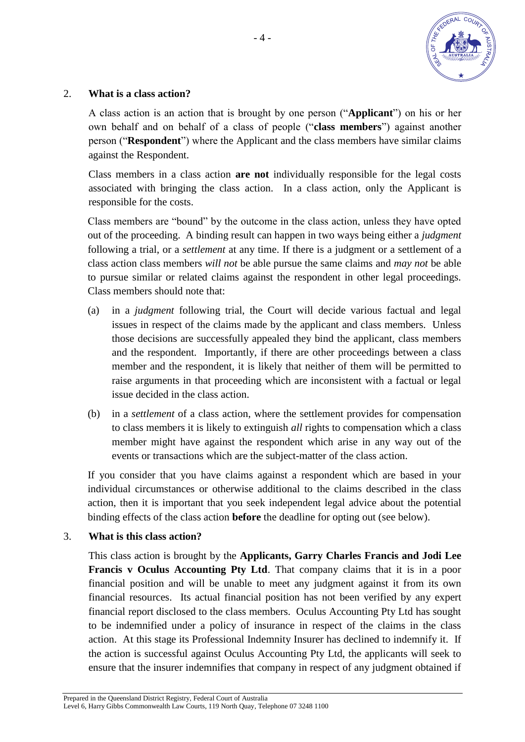## 2. What is a class action?

A class action is an action that is brought by one person ("**Applicant**") on his or her own behalf and on behalf of a class of people ("**class members**") against another person ("**Respondent**") where the Applicant and the class members have similar claims against the Respondent.

Class members in a class action **are not** individually responsible for the legal costs associated with bringing the class action. In a class action, only the Applicant is responsible for the costs.

Class members are "bound" by the outcome in the class action, unless they have opted out of the proceeding. A binding result can happen in two ways being either a *judgment* following a trial, or a *settlement* at any time. If there is a judgment or a settlement of a class action class members *will not* be able pursue the same claims and *may not* be able to pursue similar or related claims against the respondent in other legal proceedings. Class members should note that:

(a) in a *judgment* following trial, the Court will decide various factual and legal issues in respect of the claims made by the applicant and class members. Unless those decisions are successfully appealed they bind the applicant, class members and the respondent. Importantly, if there are other proceedings between a class member and the respondent, it is likely that neither of them will be permitted to raise arguments in that proceeding which are inconsistent with a factual or legal issue decided in the class action.

(b) in a *settlement* of a class action, where the settlement provides for compensation to class members it is likely to extinguish *all* rights to compensation which a class member might have against the respondent which arise in any way out of the events or transactions which are the subject-matter of the class action.

If you consider that you have claims against a respondent which are based in your individual circumstances or otherwise additional to the claims described in the class action, then it is important that you seek independent legal advice about the potential binding effects of the class action **before** the deadline for opting out (see below).

## 3. What is this class action?

This class action is brought by the **Applicants, Garry Charles Francis and Jodi Lee Francis v Oculus Accounting Pty Ltd**. That company claims that it is in a poor financial position and will be unable to meet any judgment against it from its own financial resources. Its actual financial position has not been verified by any expert financial report disclosed to the class members. Oculus Accounting Pty Ltd has sought to be indemnified under a policy of insurance in respect of the claims in the class action. At this stage its Professional Indemnity Insurer has declined to indemnify it. If the action is successful against Oculus Accounting Pty Ltd, the applicants will seek to ensure that the insurer indemnifies that company in respect of any judgment obtained if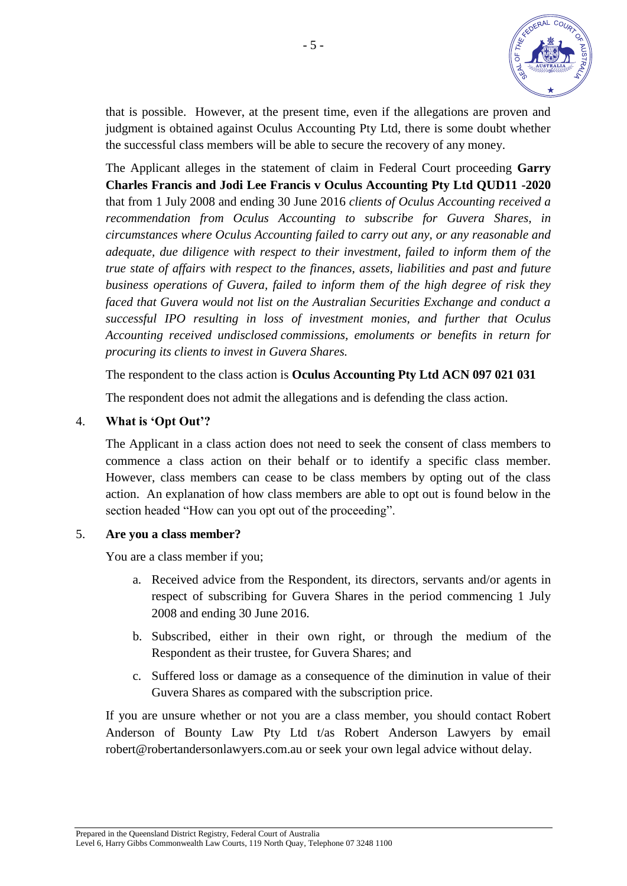that is possible. However, at the present time, even if the allegations are proven and judgment is obtained against Oculus Accounting Pty Ltd, there is some doubt whether the successful class members will be able to secure the recovery of any money.

The Applicant alleges in the statement of claim in Federal Court proceeding **Garry Charles Francis and Jodi Lee Francis v Oculus Accounting Pty Ltd QUD11 -2020** that from 1 July 2008 and ending 30 June 2016 *clients of Oculus Accounting received a recommendation from Oculus Accounting to subscribe for Guvera Shares, in circumstances where Oculus Accounting failed to carry out any, or any reasonable and adequate, due diligence with respect to their investment, failed to inform them of the true state of affairs with respect to the finances, assets, liabilities and past and future business operations of Guvera, failed to inform them of the high degree of risk they faced that Guvera would not list on the Australian Securities Exchange and conduct a successful IPO resulting in loss of investment monies, and further that Oculus Accounting received undisclosed commissions, emoluments or benefits in return for procuring its clients to invest in Guvera Shares.*

The respondent to the class action is **Oculus Accounting Pty Ltd ACN 097 021 031**

The respondent does not admit the allegations and is defending the class action.

## 4. What is 'Opt Out'?

The Applicant in a class action does not need to seek the consent of class members to commence a class action on their behalf or to identify a specific class member. However, class members can cease to be class members by opting out of the class action. An explanation of how class members are able to opt out is found below in the section headed "How can you opt out of the proceeding".

## 5. Are you a class member?

You are a class member if you;

a. Received advice from the Respondent, its directors, servants and/or agents in respect of subscribing for Guvera Shares in the period commencing 1 July 2008 and ending 30 June 2016.

b. Subscribed, either in their own right, or through the medium of the Respondent as their trustee, for Guvera Shares; and

c. Suffered loss or damage as a consequence of the diminution in value of their Guvera Shares as compared with the subscription price.

If you are unsure whether or not you are a class member, you should contact Robert Anderson of Bounty Law Pty Ltd t/as Robert Anderson Lawyers by email robert@robertandersonlawyers.com.au or seek your own legal advice without delay.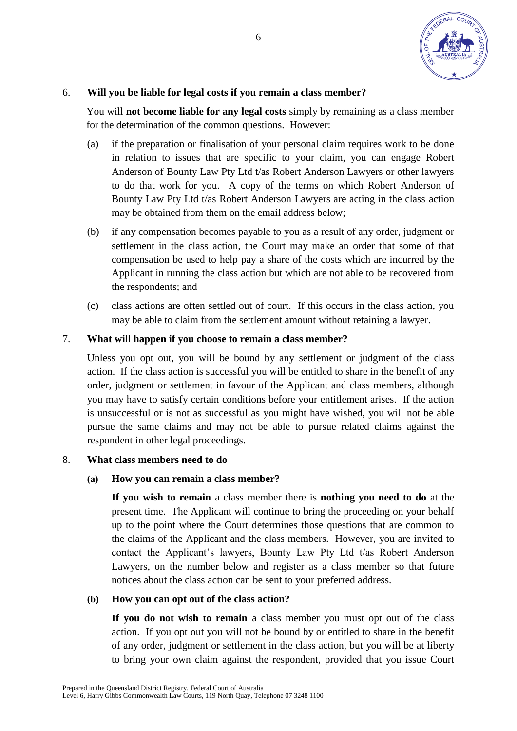6. **Will you be liable for legal costs if you remain a class member?**

   You will **not become liable for any legal costs** simply by remaining as a class member for the determination of the common questions. However:

   (a) if the preparation or finalisation of your personal claim requires work to be done in relation to issues that are specific to your claim, you can engage Robert Anderson of Bounty Law Pty Ltd t/as Robert Anderson Lawyers or other lawyers to do that work for you. A copy of the terms on which Robert Anderson of Bounty Law Pty Ltd t/as Robert Anderson Lawyers are acting in the class action may be obtained from them on the email address below;

   (b) if any compensation becomes payable to you as a result of any order, judgment or settlement in the class action, the Court may make an order that some of that compensation be used to help pay a share of the costs which are incurred by the Applicant in running the class action but which are not able to be recovered from the respondents; and

   (c) class actions are often settled out of court. If this occurs in the class action, you may be able to claim from the settlement amount without retaining a lawyer.

7. **What will happen if you choose to remain a class member?**

   Unless you opt out, you will be bound by any settlement or judgment of the class action. If the class action is successful you will be entitled to share in the benefit of any order, judgment or settlement in favour of the Applicant and class members, although you may have to satisfy certain conditions before your entitlement arises. If the action is unsuccessful or is not as successful as you might have wished, you will not be able pursue the same claims and may not be able to pursue related claims against the respondent in other legal proceedings.

8. **What class members need to do**

   **(a) How you can remain a class member?**

   **If you wish to remain** a class member there is **nothing you need to do** at the present time. The Applicant will continue to bring the proceeding on your behalf up to the point where the Court determines those questions that are common to the claims of the Applicant and the class members. However, you are invited to contact the Applicant's lawyers, Bounty Law Pty Ltd t/as Robert Anderson Lawyers, on the number below and register as a class member so that future notices about the class action can be sent to your preferred address.

   **(b) How you can opt out of the class action?**

   **If you do not wish to remain** a class member you must opt out of the class action. If you opt out you will not be bound by or entitled to share in the benefit of any order, judgment or settlement in the class action, but you will be at liberty to bring your own claim against the respondent, provided that you issue Court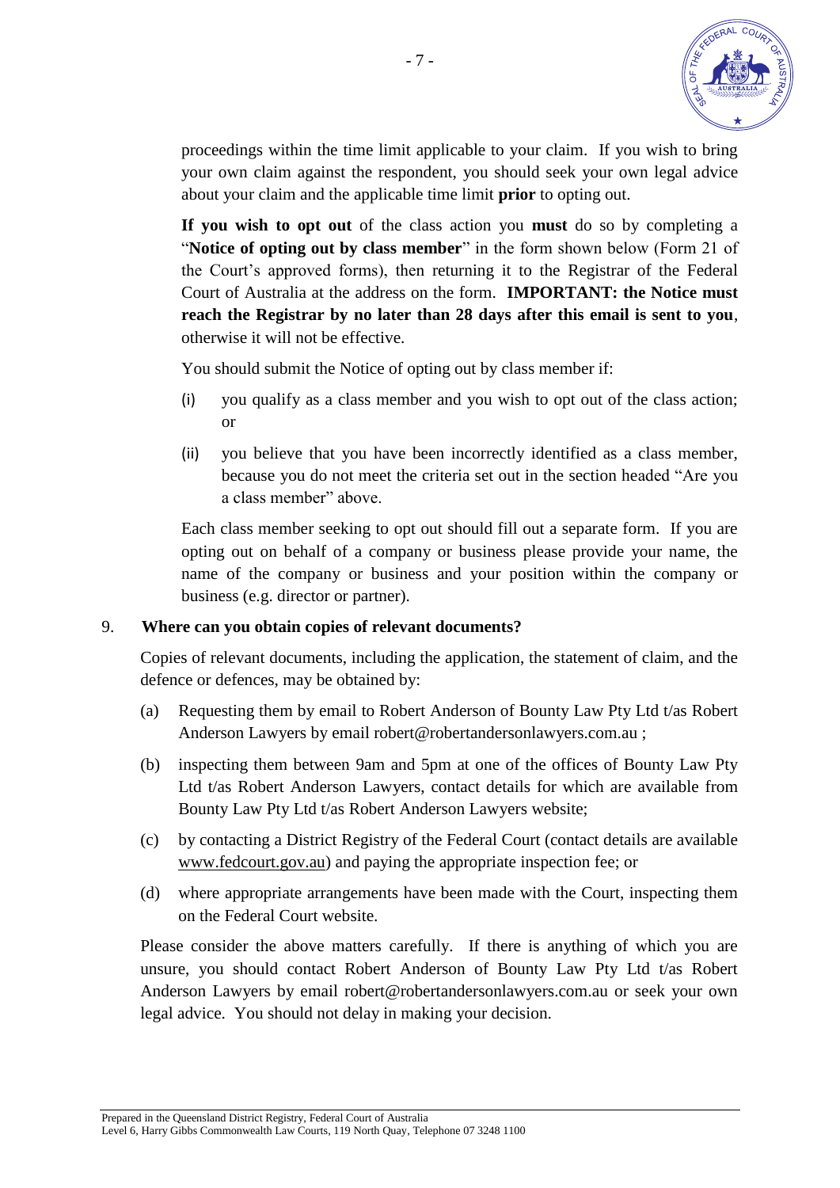proceedings within the time limit applicable to your claim. If you wish to bring your own claim against the respondent, you should seek your own legal advice about your claim and the applicable time limit **prior** to opting out.

**If you wish to opt out** of the class action you **must** do so by completing a "**Notice of opting out by class member**" in the form shown below (Form 21 of the Court's approved forms), then returning it to the Registrar of the Federal Court of Australia at the address on the form. **IMPORTANT: the Notice must reach the Registrar by no later than 28 days after this email is sent to you**, otherwise it will not be effective.

You should submit the Notice of opting out by class member if:

(i) you qualify as a class member and you wish to opt out of the class action; or

(ii) you believe that you have been incorrectly identified as a class member, because you do not meet the criteria set out in the section headed "Are you a class member" above.

Each class member seeking to opt out should fill out a separate form. If you are opting out on behalf of a company or business please provide your name, the name of the company or business and your position within the company or business (e.g. director or partner).

9. **Where can you obtain copies of relevant documents?**

Copies of relevant documents, including the application, the statement of claim, and the defence or defences, may be obtained by:

(a) Requesting them by email to Robert Anderson of Bounty Law Pty Ltd t/as Robert Anderson Lawyers by email robert@robertandersonlawyers.com.au ;

(b) inspecting them between 9am and 5pm at one of the offices of Bounty Law Pty Ltd t/as Robert Anderson Lawyers, contact details for which are available from Bounty Law Pty Ltd t/as Robert Anderson Lawyers website;

(c) by contacting a District Registry of the Federal Court (contact details are available www.fedcourt.gov.au) and paying the appropriate inspection fee; or

(d) where appropriate arrangements have been made with the Court, inspecting them on the Federal Court website.

Please consider the above matters carefully. If there is anything of which you are unsure, you should contact Robert Anderson of Bounty Law Pty Ltd t/as Robert Anderson Lawyers by email robert@robertandersonlawyers.com.au or seek your own legal advice. You should not delay in making your decision.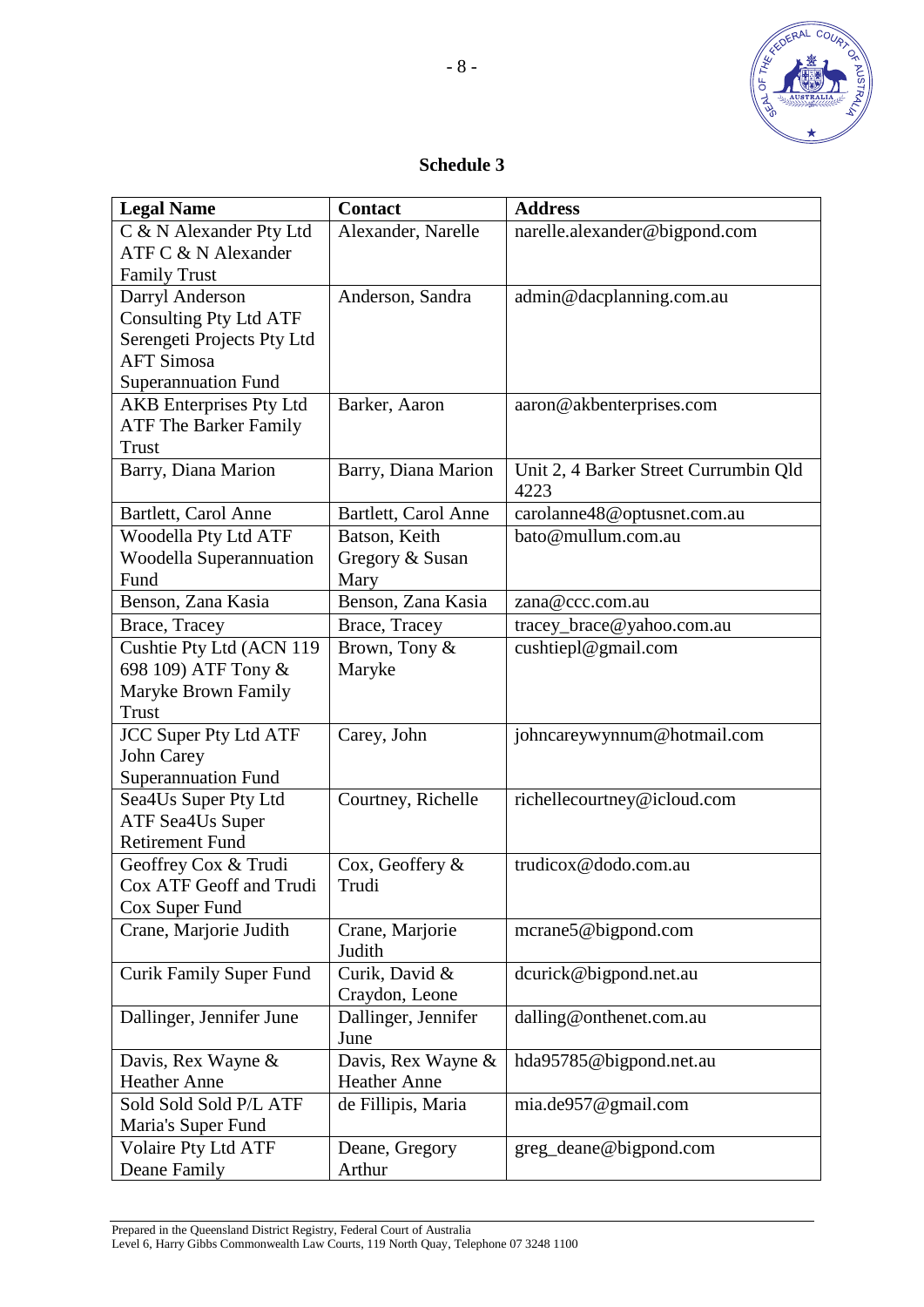**Schedule 3**

| Legal Name | Contact | Address |
|---|---|---|
| C & N Alexander Pty Ltd ATF C & N Alexander Family Trust | Alexander, Narelle | narelle.alexander@bigpond.com |
| Darryl Anderson Consulting Pty Ltd ATF Serengeti Projects Pty Ltd AFT Simosa Superannuation Fund | Anderson, Sandra | admin@dacplanning.com.au |
| AKB Enterprises Pty Ltd ATF The Barker Family Trust | Barker, Aaron | aaron@akbenterprises.com |
| Barry, Diana Marion | Barry, Diana Marion | Unit 2, 4 Barker Street Currumbin Qld 4223 |
| Bartlett, Carol Anne | Bartlett, Carol Anne | carolanne48@optusnet.com.au |
| Woodella Pty Ltd ATF Woodella Superannuation Fund | Batson, Keith Gregory & Susan Mary | bato@mullum.com.au |
| Benson, Zana Kasia | Benson, Zana Kasia | zana@ccc.com.au |
| Brace, Tracey | Brace, Tracey | tracey_brace@yahoo.com.au |
| Cushtie Pty Ltd (ACN 119 698 109) ATF Tony & Maryke Brown Family Trust | Brown, Tony & Maryke | cushtiepl@gmail.com |
| JCC Super Pty Ltd ATF John Carey Superannuation Fund | Carey, John | johncareywynnum@hotmail.com |
| Sea4Us Super Pty Ltd ATF Sea4Us Super Retirement Fund | Courtney, Richelle | richellecourtney@icloud.com |
| Geoffrey Cox & Trudi Cox ATF Geoff and Trudi Cox Super Fund | Cox, Geoffery & Trudi | trudicox@dodo.com.au |
| Crane, Marjorie Judith | Crane, Marjorie Judith | mcrane5@bigpond.com |
| Curik Family Super Fund | Curik, David & Craydon, Leone | dcurick@bigpond.net.au |
| Dallinger, Jennifer June | Dallinger, Jennifer June | dalling@onthenet.com.au |
| Davis, Rex Wayne & Heather Anne | Davis, Rex Wayne & Heather Anne | hda95785@bigpond.net.au |
| Sold Sold Sold P/L ATF Maria's Super Fund | de Fillipis, Maria | mia.de957@gmail.com |
| Volaire Pty Ltd ATF Deane Family | Deane, Gregory Arthur | greg_deane@bigpond.com |

Prepared in the Queensland District Registry, Federal Court of Australia
Level 6, Harry Gibbs Commonwealth Law Courts, 119 North Quay, Telephone 07 3248 1100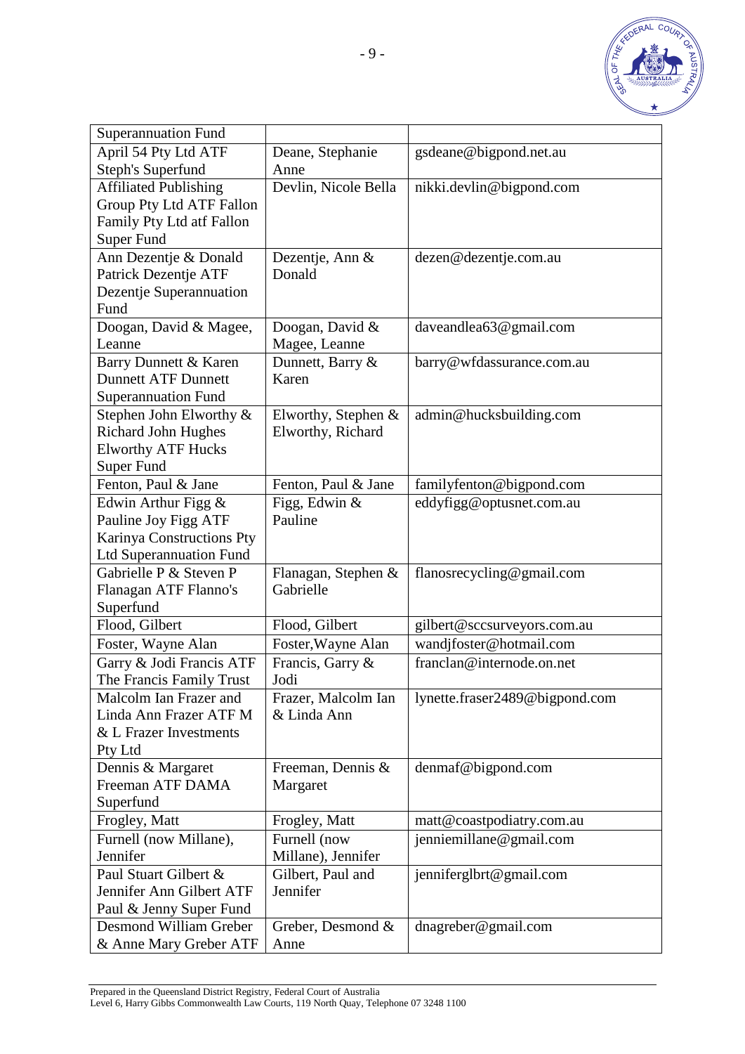| | | |
|---|---|---|
| Superannuation Fund | | |
| April 54 Pty Ltd ATF Steph's Superfund | Deane, Stephanie Anne | gsdeane@bigpond.net.au |
| Affiliated Publishing Group Pty Ltd ATF Fallon Family Pty Ltd atf Fallon Super Fund | Devlin, Nicole Bella | nikki.devlin@bigpond.com |
| Ann Dezentje & Donald Patrick Dezentje ATF Dezentje Superannuation Fund | Dezentje, Ann & Donald | dezen@dezentje.com.au |
| Doogan, David & Magee, Leanne | Doogan, David & Magee, Leanne | daveandlea63@gmail.com |
| Barry Dunnett & Karen Dunnett ATF Dunnett Superannuation Fund | Dunnett, Barry & Karen | barry@wfdassurance.com.au |
| Stephen John Elworthy & Richard John Hughes Elworthy ATF Hucks Super Fund | Elworthy, Stephen & Elworthy, Richard | admin@hucksbuilding.com |
| Fenton, Paul & Jane | Fenton, Paul & Jane | familyfenton@bigpond.com |
| Edwin Arthur Figg & Pauline Joy Figg ATF Karinya Constructions Pty Ltd Superannuation Fund | Figg, Edwin & Pauline | eddyfigg@optusnet.com.au |
| Gabrielle P & Steven P Flanagan ATF Flanno's Superfund | Flanagan, Stephen & Gabrielle | flanosrecycling@gmail.com |
| Flood, Gilbert | Flood, Gilbert | gilbert@sccsurveyors.com.au |
| Foster, Wayne Alan | Foster,Wayne Alan | wandjfoster@hotmail.com |
| Garry & Jodi Francis ATF The Francis Family Trust | Francis, Garry & Jodi | franclan@internode.on.net |
| Malcolm Ian Frazer and Linda Ann Frazer ATF M & L Frazer Investments Pty Ltd | Frazer, Malcolm Ian & Linda Ann | lynette.fraser2489@bigpond.com |
| Dennis & Margaret Freeman ATF DAMA Superfund | Freeman, Dennis & Margaret | denmaf@bigpond.com |
| Frogley, Matt | Frogley, Matt | matt@coastpodiatry.com.au |
| Furnell (now Millane), Jennifer | Furnell (now Millane), Jennifer | jenniemillane@gmail.com |
| Paul Stuart Gilbert & Jennifer Ann Gilbert ATF Paul & Jenny Super Fund | Gilbert, Paul and Jennifer | jenniferglbrt@gmail.com |
| Desmond William Greber & Anne Mary Greber ATF | Greber, Desmond & Anne | dnagreber@gmail.com |

Prepared in the Queensland District Registry, Federal Court of Australia
Level 6, Harry Gibbs Commonwealth Law Courts, 119 North Quay, Telephone 07 3248 1100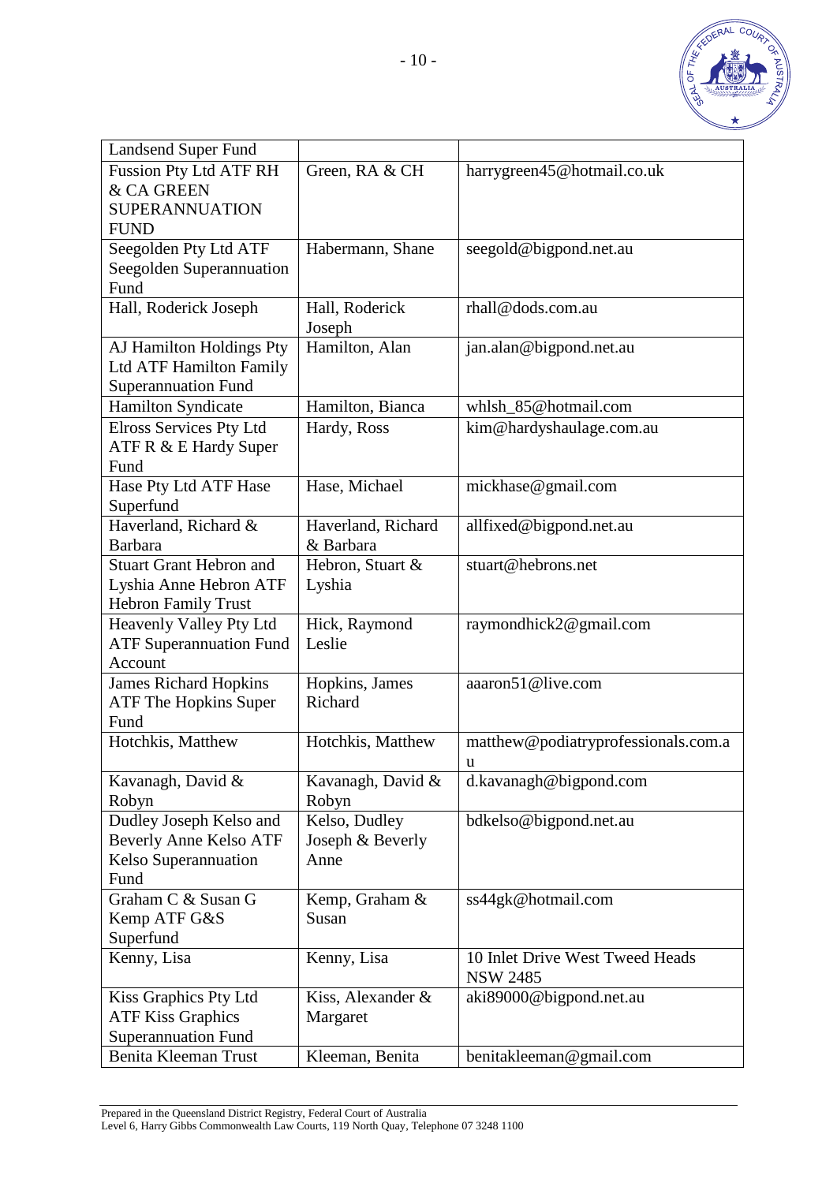| Landsend Super Fund | | |
|---|---|---|
| Fussion Pty Ltd ATF RH & CA GREEN SUPERANNUATION FUND | Green, RA & CH | harrygreen45@hotmail.co.uk |
| Seegolden Pty Ltd ATF Seegolden Superannuation Fund | Habermann, Shane | seegold@bigpond.net.au |
| Hall, Roderick Joseph | Hall, Roderick Joseph | rhall@dods.com.au |
| AJ Hamilton Holdings Pty Ltd ATF Hamilton Family Superannuation Fund | Hamilton, Alan | jan.alan@bigpond.net.au |
| Hamilton Syndicate | Hamilton, Bianca | whlsh_85@hotmail.com |
| Elross Services Pty Ltd ATF R & E Hardy Super Fund | Hardy, Ross | kim@hardyshaulage.com.au |
| Hase Pty Ltd ATF Hase Superfund | Hase, Michael | mickhase@gmail.com |
| Haverland, Richard & Barbara | Haverland, Richard & Barbara | allfixed@bigpond.net.au |
| Stuart Grant Hebron and Lyshia Anne Hebron ATF Hebron Family Trust | Hebron, Stuart & Lyshia | stuart@hebrons.net |
| Heavenly Valley Pty Ltd ATF Superannuation Fund Account | Hick, Raymond Leslie | raymondhick2@gmail.com |
| James Richard Hopkins ATF The Hopkins Super Fund | Hopkins, James Richard | aaaron51@live.com |
| Hotchkis, Matthew | Hotchkis, Matthew | matthew@podiatryprofessionals.com.au |
| Kavanagh, David & Robyn | Kavanagh, David & Robyn | d.kavanagh@bigpond.com |
| Dudley Joseph Kelso and Beverly Anne Kelso ATF Kelso Superannuation Fund | Kelso, Dudley Joseph & Beverly Anne | bdkelso@bigpond.net.au |
| Graham C & Susan G Kemp ATF G&S Superfund | Kemp, Graham & Susan | ss44gk@hotmail.com |
| Kenny, Lisa | Kenny, Lisa | 10 Inlet Drive West Tweed Heads NSW 2485 |
| Kiss Graphics Pty Ltd ATF Kiss Graphics Superannuation Fund | Kiss, Alexander & Margaret | aki89000@bigpond.net.au |
| Benita Kleeman Trust | Kleeman, Benita | benitakleeman@gmail.com |

Prepared in the Queensland District Registry, Federal Court of Australia
Level 6, Harry Gibbs Commonwealth Law Courts, 119 North Quay, Telephone 07 3248 1100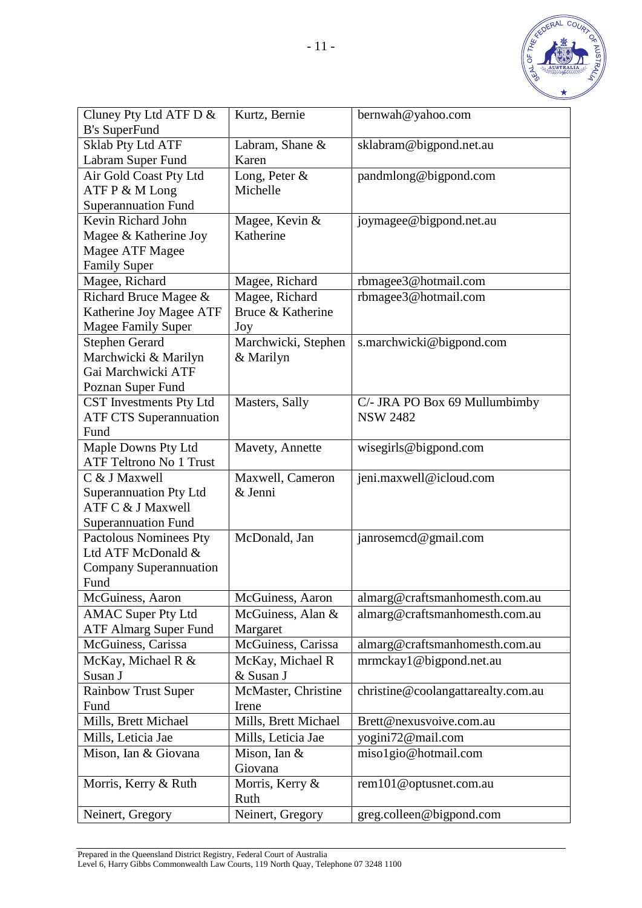| Cluney Pty Ltd ATF D & B's SuperFund | Kurtz, Bernie | bernwah@yahoo.com |
|---|---|---|
| Sklab Pty Ltd ATF Labram Super Fund | Labram, Shane & Karen | sklabram@bigpond.net.au |
| Air Gold Coast Pty Ltd ATF P & M Long Superannuation Fund | Long, Peter & Michelle | pandmlong@bigpond.com |
| Kevin Richard John Magee & Katherine Joy Magee ATF Magee Family Super | Magee, Kevin & Katherine | joymagee@bigpond.net.au |
| Magee, Richard | Magee, Richard | rbmagee3@hotmail.com |
| Richard Bruce Magee & Katherine Joy Magee ATF Magee Family Super | Magee, Richard Bruce & Katherine Joy | rbmagee3@hotmail.com |
| Stephen Gerard Marchwicki & Marilyn Gai Marchwicki ATF Poznan Super Fund | Marchwicki, Stephen & Marilyn | s.marchwicki@bigpond.com |
| CST Investments Pty Ltd ATF CTS Superannuation Fund | Masters, Sally | C/- JRA PO Box 69 Mullumbimby NSW 2482 |
| Maple Downs Pty Ltd ATF Teltrono No 1 Trust | Mavety, Annette | wisegirls@bigpond.com |
| C & J Maxwell Superannuation Pty Ltd ATF C & J Maxwell Superannuation Fund | Maxwell, Cameron & Jenni | jeni.maxwell@icloud.com |
| Pactolous Nominees Pty Ltd ATF McDonald & Company Superannuation Fund | McDonald, Jan | janrosemcd@gmail.com |
| McGuiness, Aaron | McGuiness, Aaron | almarg@craftsmanhomesth.com.au |
| AMAC Super Pty Ltd ATF Almarg Super Fund | McGuiness, Alan & Margaret | almarg@craftsmanhomesth.com.au |
| McGuiness, Carissa | McGuiness, Carissa | almarg@craftsmanhomesth.com.au |
| McKay, Michael R & Susan J | McKay, Michael R & Susan J | mrmckay1@bigpond.net.au |
| Rainbow Trust Super Fund | McMaster, Christine Irene | christine@coolangattarealty.com.au |
| Mills, Brett Michael | Mills, Brett Michael | Brett@nexusvoive.com.au |
| Mills, Leticia Jae | Mills, Leticia Jae | yogini72@mail.com |
| Mison, Ian & Giovana | Mison, Ian & Giovana | miso1gio@hotmail.com |
| Morris, Kerry & Ruth | Morris, Kerry & Ruth | rem101@optusnet.com.au |
| Neinert, Gregory | Neinert, Gregory | greg.colleen@bigpond.com |

Prepared in the Queensland District Registry, Federal Court of Australia
Level 6, Harry Gibbs Commonwealth Law Courts, 119 North Quay, Telephone 07 3248 1100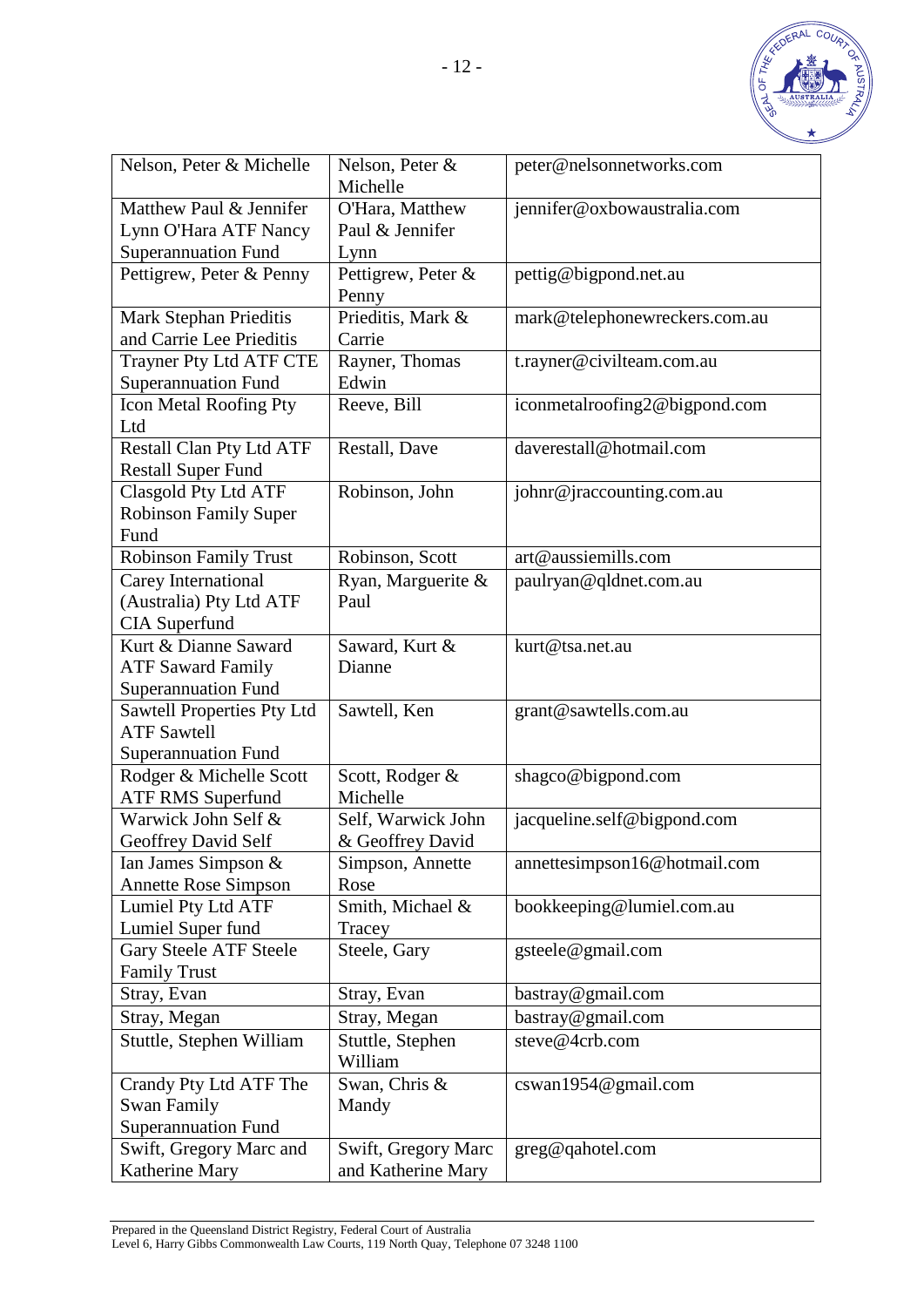| Nelson, Peter & Michelle | Nelson, Peter & Michelle | peter@nelsonnetworks.com |
|---|---|---|
| Matthew Paul & Jennifer Lynn O'Hara ATF Nancy Superannuation Fund | O'Hara, Matthew Paul & Jennifer Lynn | jennifer@oxbowaustralia.com |
| Pettigrew, Peter & Penny | Pettigrew, Peter & Penny | pettig@bigpond.net.au |
| Mark Stephan Prieditis and Carrie Lee Prieditis | Prieditis, Mark & Carrie | mark@telephonewreckers.com.au |
| Trayner Pty Ltd ATF CTE Superannuation Fund | Rayner, Thomas Edwin | t.rayner@civilteam.com.au |
| Icon Metal Roofing Pty Ltd | Reeve, Bill | iconmetalroofing2@bigpond.com |
| Restall Clan Pty Ltd ATF Restall Super Fund | Restall, Dave | daverestall@hotmail.com |
| Clasgold Pty Ltd ATF Robinson Family Super Fund | Robinson, John | johnr@jraccounting.com.au |
| Robinson Family Trust | Robinson, Scott | art@aussiemills.com |
| Carey International (Australia) Pty Ltd ATF CIA Superfund | Ryan, Marguerite & Paul | paulryan@qldnet.com.au |
| Kurt & Dianne Saward ATF Saward Family Superannuation Fund | Saward, Kurt & Dianne | kurt@tsa.net.au |
| Sawtell Properties Pty Ltd ATF Sawtell Superannuation Fund | Sawtell, Ken | grant@sawtells.com.au |
| Rodger & Michelle Scott ATF RMS Superfund | Scott, Rodger & Michelle | shagco@bigpond.com |
| Warwick John Self & Geoffrey David Self | Self, Warwick John & Geoffrey David | jacqueline.self@bigpond.com |
| Ian James Simpson & Annette Rose Simpson | Simpson, Annette Rose | annettesimpson16@hotmail.com |
| Lumiel Pty Ltd ATF Lumiel Super fund | Smith, Michael & Tracey | bookkeeping@lumiel.com.au |
| Gary Steele ATF Steele Family Trust | Steele, Gary | gsteele@gmail.com |
| Stray, Evan | Stray, Evan | bastray@gmail.com |
| Stray, Megan | Stray, Megan | bastray@gmail.com |
| Stuttle, Stephen William | Stuttle, Stephen William | steve@4crb.com |
| Crandy Pty Ltd ATF The Swan Family Superannuation Fund | Swan, Chris & Mandy | cswan1954@gmail.com |
| Swift, Gregory Marc and Katherine Mary | Swift, Gregory Marc and Katherine Mary | greg@qahotel.com |

Prepared in the Queensland District Registry, Federal Court of Australia
Level 6, Harry Gibbs Commonwealth Law Courts, 119 North Quay, Telephone 07 3248 1100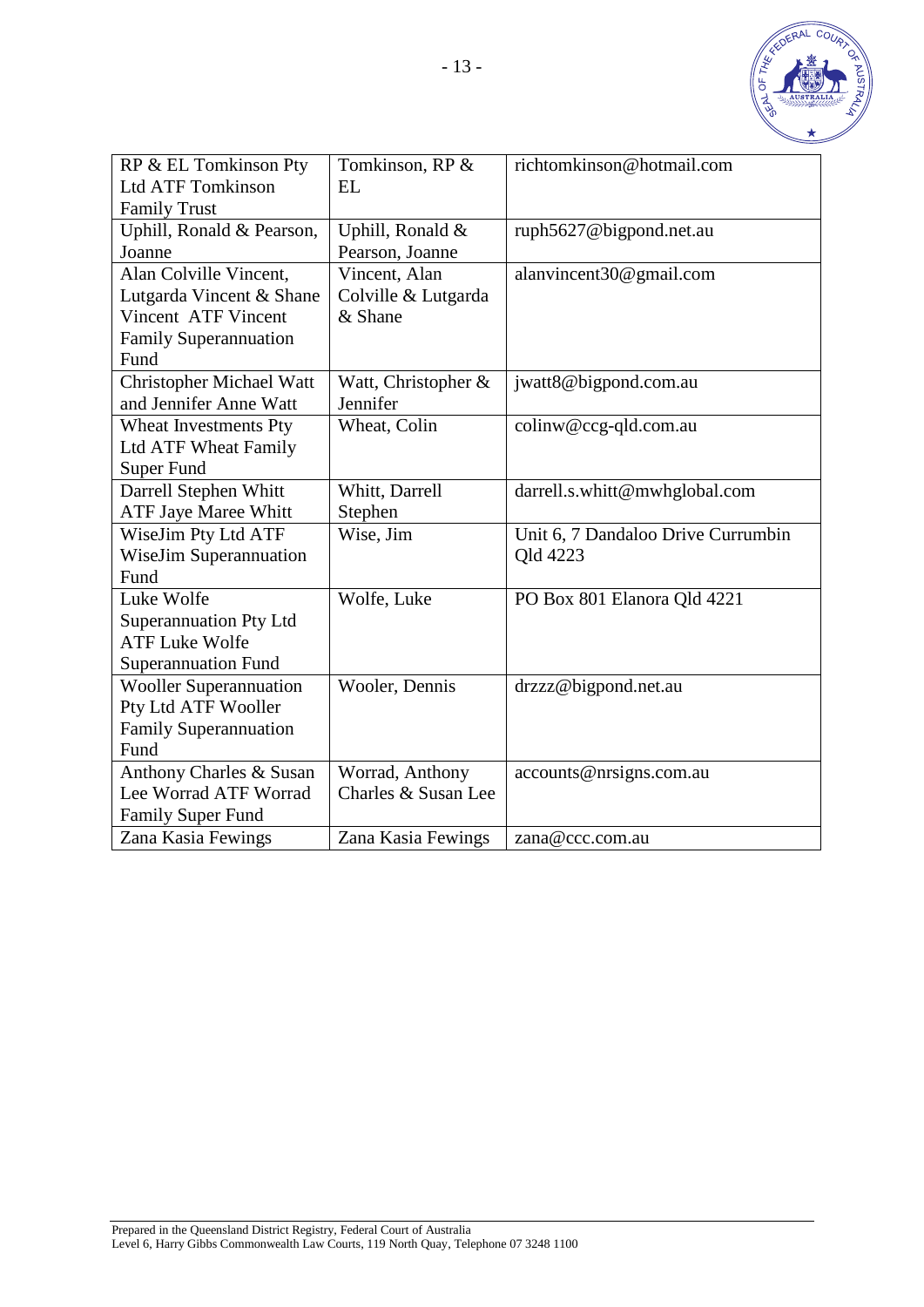| RP & EL Tomkinson Pty Ltd ATF Tomkinson Family Trust | Tomkinson, RP & EL | richtomkinson@hotmail.com |
|---|---|---|
| Uphill, Ronald & Pearson, Joanne | Uphill, Ronald & Pearson, Joanne | ruph5627@bigpond.net.au |
| Alan Colville Vincent, Lutgarda Vincent & Shane Vincent ATF Vincent Family Superannuation Fund | Vincent, Alan Colville & Lutgarda & Shane | alanvincent30@gmail.com |
| Christopher Michael Watt and Jennifer Anne Watt | Watt, Christopher & Jennifer | jwatt8@bigpond.com.au |
| Wheat Investments Pty Ltd ATF Wheat Family Super Fund | Wheat, Colin | colinw@ccg-qld.com.au |
| Darrell Stephen Whitt ATF Jaye Maree Whitt | Whitt, Darrell Stephen | darrell.s.whitt@mwhglobal.com |
| WiseJim Pty Ltd ATF WiseJim Superannuation Fund | Wise, Jim | Unit 6, 7 Dandaloo Drive Currumbin Qld 4223 |
| Luke Wolfe Superannuation Pty Ltd ATF Luke Wolfe Superannuation Fund | Wolfe, Luke | PO Box 801 Elanora Qld 4221 |
| Wooller Superannuation Pty Ltd ATF Wooller Family Superannuation Fund | Wooler, Dennis | drzzz@bigpond.net.au |
| Anthony Charles & Susan Lee Worrad ATF Worrad Family Super Fund | Worrad, Anthony Charles & Susan Lee | accounts@nrsigns.com.au |
| Zana Kasia Fewings | Zana Kasia Fewings | zana@ccc.com.au |

Prepared in the Queensland District Registry, Federal Court of Australia
Level 6, Harry Gibbs Commonwealth Law Courts, 119 North Quay, Telephone 07 3248 1100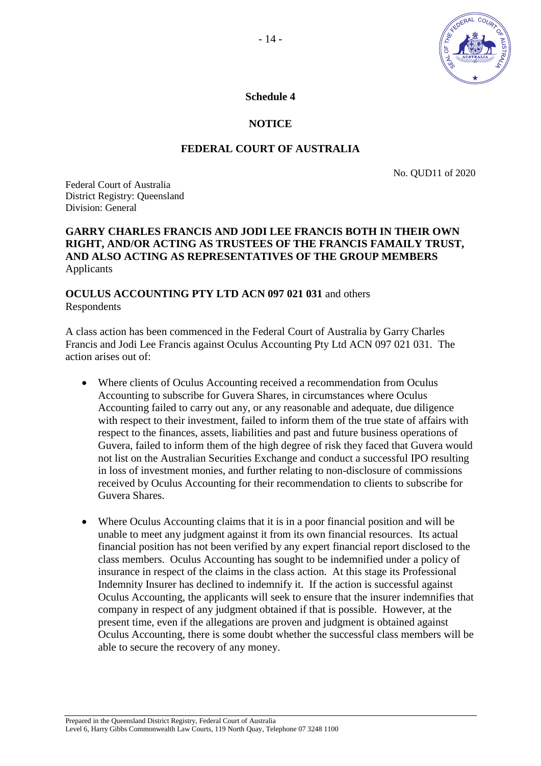**Schedule 4**

**NOTICE**

**FEDERAL COURT OF AUSTRALIA**

No. QUD11 of 2020

Federal Court of Australia
District Registry: Queensland
Division: General

**GARRY CHARLES FRANCIS AND JODI LEE FRANCIS BOTH IN THEIR OWN RIGHT, AND/OR ACTING AS TRUSTEES OF THE FRANCIS FAMAILY TRUST, AND ALSO ACTING AS REPRESENTATIVES OF THE GROUP MEMBERS**
Applicants

**OCULUS ACCOUNTING PTY LTD ACN 097 021 031** and others
Respondents

A class action has been commenced in the Federal Court of Australia by Garry Charles Francis and Jodi Lee Francis against Oculus Accounting Pty Ltd ACN 097 021 031. The action arises out of:

- Where clients of Oculus Accounting received a recommendation from Oculus Accounting to subscribe for Guvera Shares, in circumstances where Oculus Accounting failed to carry out any, or any reasonable and adequate, due diligence with respect to their investment, failed to inform them of the true state of affairs with respect to the finances, assets, liabilities and past and future business operations of Guvera, failed to inform them of the high degree of risk they faced that Guvera would not list on the Australian Securities Exchange and conduct a successful IPO resulting in loss of investment monies, and further relating to non-disclosure of commissions received by Oculus Accounting for their recommendation to clients to subscribe for Guvera Shares.

- Where Oculus Accounting claims that it is in a poor financial position and will be unable to meet any judgment against it from its own financial resources. Its actual financial position has not been verified by any expert financial report disclosed to the class members. Oculus Accounting has sought to be indemnified under a policy of insurance in respect of the claims in the class action. At this stage its Professional Indemnity Insurer has declined to indemnify it. If the action is successful against Oculus Accounting, the applicants will seek to ensure that the insurer indemnifies that company in respect of any judgment obtained if that is possible. However, at the present time, even if the allegations are proven and judgment is obtained against Oculus Accounting, there is some doubt whether the successful class members will be able to secure the recovery of any money.

Prepared in the Queensland District Registry, Federal Court of Australia
Level 6, Harry Gibbs Commonwealth Law Courts, 119 North Quay, Telephone 07 3248 1100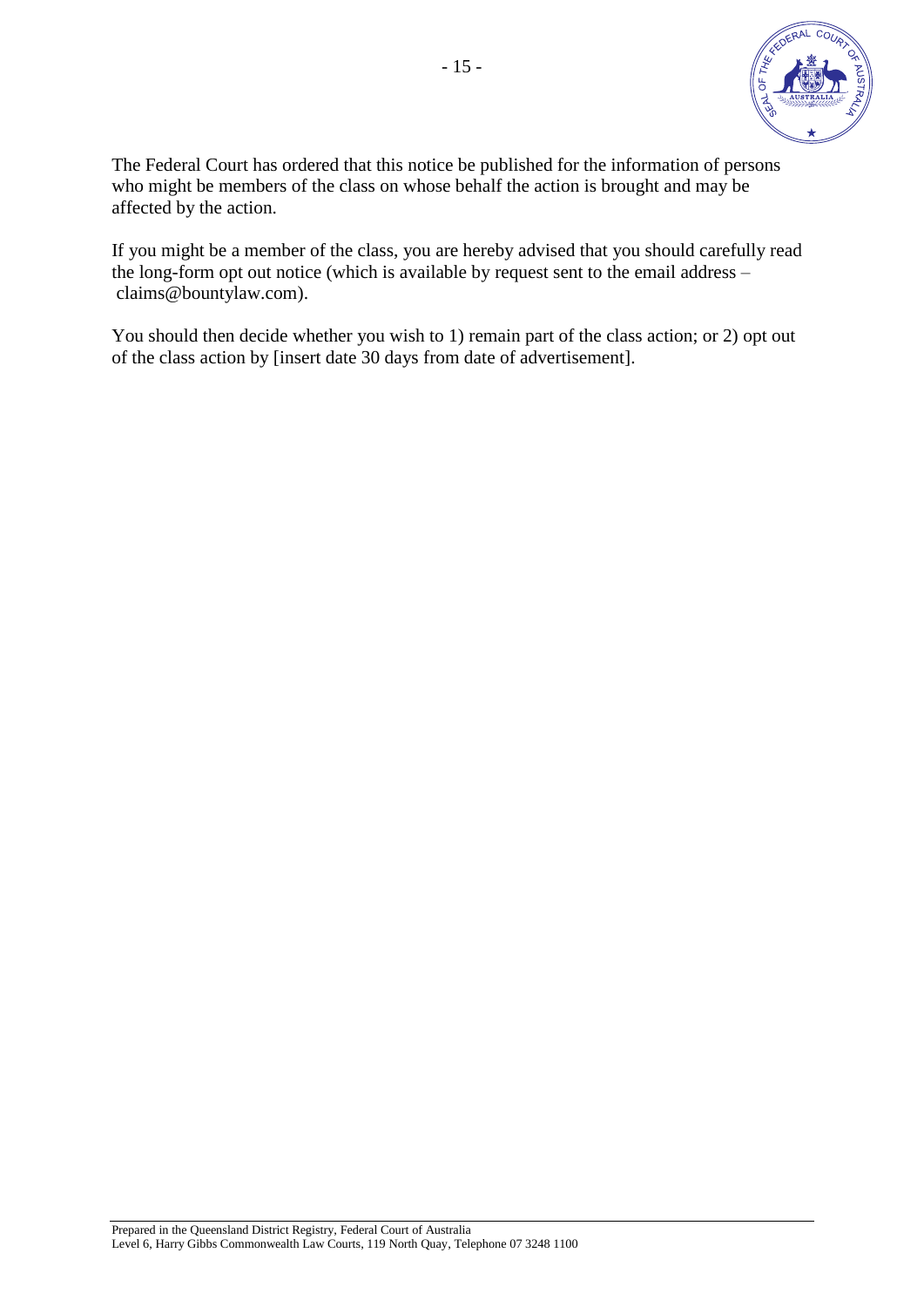The Federal Court has ordered that this notice be published for the information of persons who might be members of the class on whose behalf the action is brought and may be affected by the action.

If you might be a member of the class, you are hereby advised that you should carefully read the long-form opt out notice (which is available by request sent to the email address – claims@bountylaw.com).

You should then decide whether you wish to 1) remain part of the class action; or 2) opt out of the class action by [insert date 30 days from date of advertisement].

Prepared in the Queensland District Registry, Federal Court of Australia
Level 6, Harry Gibbs Commonwealth Law Courts, 119 North Quay, Telephone 07 3248 1100